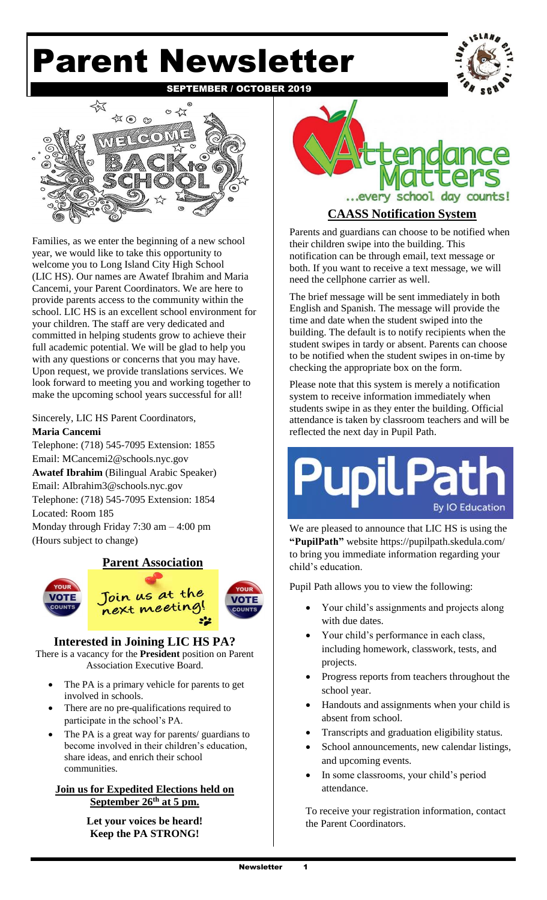# Parent Newsletter

SEPTEMBER / OCTOBER 2019

Families, as we enter the beginning of a new school year, we would like to take this opportunity to welcome you to Long Island City High School (LIC HS). Our names are Awatef Ibrahim and Maria Cancemi, your Parent Coordinators. We are here to provide parents access to the community within the school. LIC HS is an excellent school environment for your children. The staff are very dedicated and committed in helping students grow to achieve their full academic potential. We will be glad to help you with any questions or concerns that you may have. Upon request, we provide translations services. We look forward to meeting you and working together to make the upcoming school years successful for all!

Sincerely, LIC HS Parent Coordinators,

**Maria Cancemi**
Telephone: (718) 545-7095 Extension: 1855
Email: MCancemi2@schools.nyc.gov
**Awatef Ibrahim** (Bilingual Arabic Speaker)
Email: AIbrahim3@schools.nyc.gov
Telephone: (718) 545-7095 Extension: 1854
Located: Room 185
Monday through Friday 7:30 am – 4:00 pm
(Hours subject to change)

## Parent Association

Join us at the next meeting!

### Interested in Joining LIC HS PA?

There is a vacancy for the **President** position on Parent Association Executive Board.

- The PA is a primary vehicle for parents to get involved in schools.
- There are no pre-qualifications required to participate in the school's PA.
- The PA is a great way for parents/ guardians to become involved in their children's education, share ideas, and enrich their school communities.

**Join us for Expedited Elections held on September 26th at 5 pm.**

**Let your voices be heard!**
**Keep the PA STRONG!**

## Attendance Matters ...every school day counts!

## CAASS Notification System

Parents and guardians can choose to be notified when their children swipe into the building. This notification can be through email, text message or both. If you want to receive a text message, we will need the cellphone carrier as well.

The brief message will be sent immediately in both English and Spanish. The message will provide the time and date when the student swiped into the building. The default is to notify recipients when the student swipes in tardy or absent. Parents can choose to be notified when the student swipes in on-time by checking the appropriate box on the form.

Please note that this system is merely a notification system to receive information immediately when students swipe in as they enter the building. Official attendance is taken by classroom teachers and will be reflected the next day in Pupil Path.

## PupilPath By IO Education

We are pleased to announce that LIC HS is using the **"PupilPath"** website https://pupilpath.skedula.com/ to bring you immediate information regarding your child's education.

Pupil Path allows you to view the following:

- Your child's assignments and projects along with due dates.
- Your child's performance in each class, including homework, classwork, tests, and projects.
- Progress reports from teachers throughout the school year.
- Handouts and assignments when your child is absent from school.
- Transcripts and graduation eligibility status.
- School announcements, new calendar listings, and upcoming events.
- In some classrooms, your child's period attendance.

To receive your registration information, contact the Parent Coordinators.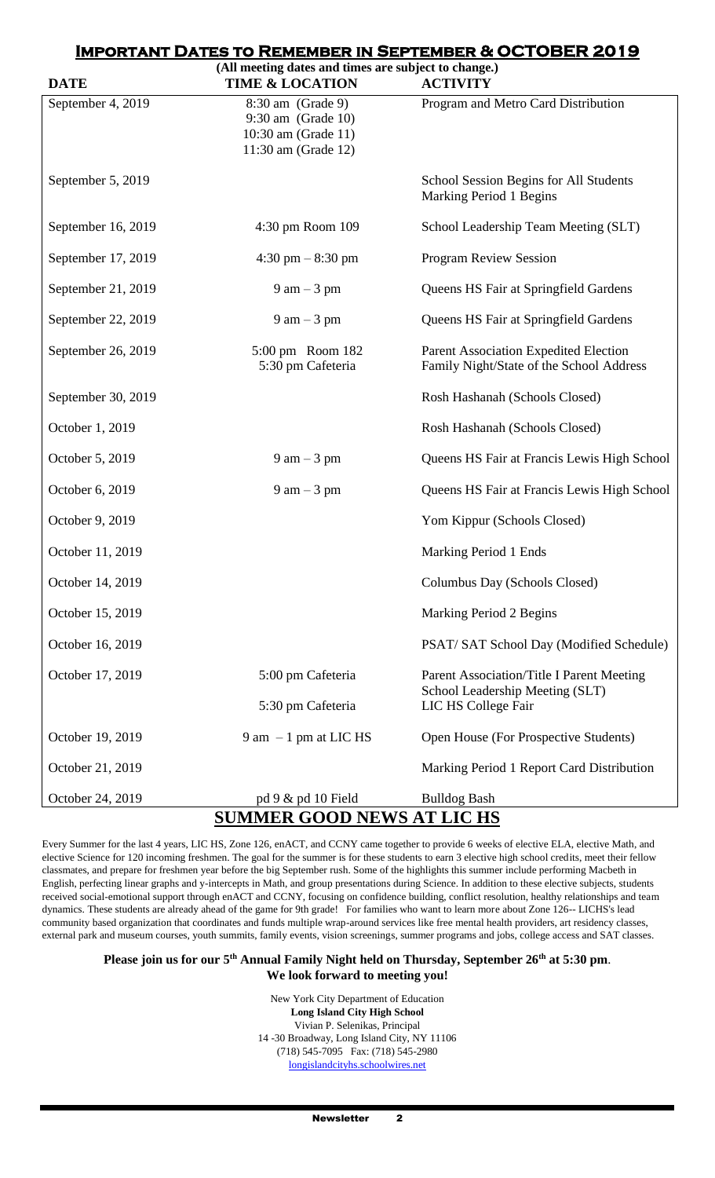## Important Dates to Remember in September & OCTOBER 2019

**(All meeting dates and times are subject to change.)**

| DATE | TIME & LOCATION | ACTIVITY |
|---|---|---|
| September 4, 2019 | 8:30 am (Grade 9)<br>9:30 am (Grade 10)<br>10:30 am (Grade 11)<br>11:30 am (Grade 12) | Program and Metro Card Distribution |
| September 5, 2019 | | School Session Begins for All Students<br>Marking Period 1 Begins |
| September 16, 2019 | 4:30 pm Room 109 | School Leadership Team Meeting (SLT) |
| September 17, 2019 | 4:30 pm – 8:30 pm | Program Review Session |
| September 21, 2019 | 9 am – 3 pm | Queens HS Fair at Springfield Gardens |
| September 22, 2019 | 9 am – 3 pm | Queens HS Fair at Springfield Gardens |
| September 26, 2019 | 5:00 pm Room 182<br>5:30 pm Cafeteria | Parent Association Expedited Election<br>Family Night/State of the School Address |
| September 30, 2019 | | Rosh Hashanah (Schools Closed) |
| October 1, 2019 | | Rosh Hashanah (Schools Closed) |
| October 5, 2019 | 9 am – 3 pm | Queens HS Fair at Francis Lewis High School |
| October 6, 2019 | 9 am – 3 pm | Queens HS Fair at Francis Lewis High School |
| October 9, 2019 | | Yom Kippur (Schools Closed) |
| October 11, 2019 | | Marking Period 1 Ends |
| October 14, 2019 | | Columbus Day (Schools Closed) |
| October 15, 2019 | | Marking Period 2 Begins |
| October 16, 2019 | | PSAT/ SAT School Day (Modified Schedule) |
| October 17, 2019 | 5:00 pm Cafeteria<br>5:30 pm Cafeteria | Parent Association/Title I Parent Meeting<br>School Leadership Meeting (SLT)<br>LIC HS College Fair |
| October 19, 2019 | 9 am – 1 pm at LIC HS | Open House (For Prospective Students) |
| October 21, 2019 | | Marking Period 1 Report Card Distribution |
| October 24, 2019 | pd 9 & pd 10 Field | Bulldog Bash |

## SUMMER GOOD NEWS AT LIC HS

Every Summer for the last 4 years, LIC HS, Zone 126, enACT, and CCNY came together to provide 6 weeks of elective ELA, elective Math, and elective Science for 120 incoming freshmen. The goal for the summer is for these students to earn 3 elective high school credits, meet their fellow classmates, and prepare for freshmen year before the big September rush. Some of the highlights this summer include performing Macbeth in English, perfecting linear graphs and y-intercepts in Math, and group presentations during Science. In addition to these elective subjects, students received social-emotional support through enACT and CCNY, focusing on confidence building, conflict resolution, healthy relationships and team dynamics. These students are already ahead of the game for 9th grade! For families who want to learn more about Zone 126-- LICHS's lead community based organization that coordinates and funds multiple wrap-around services like free mental health providers, art residency classes, external park and museum courses, youth summits, family events, vision screenings, summer programs and jobs, college access and SAT classes.

**Please join us for our 5th Annual Family Night held on Thursday, September 26th at 5:30 pm.**
**We look forward to meeting you!**

New York City Department of Education
**Long Island City High School**
Vivian P. Selenikas, Principal
14 -30 Broadway, Long Island City, NY 11106
(718) 545-7095 Fax: (718) 545-2980
longislandcityhs.schoolwires.net

Newsletter